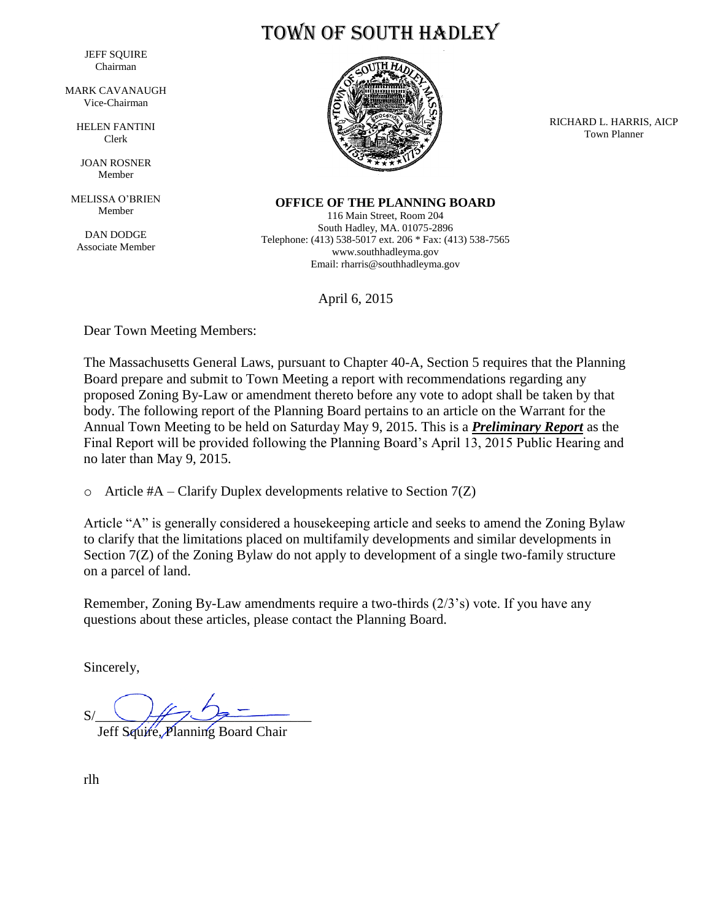# TOWN OF SOUTH HADLEY

JEFF SQUIRE
Chairman

MARK CAVANAUGH
Vice-Chairman

HELEN FANTINI
Clerk

JOAN ROSNER
Member

MELISSA O'BRIEN
Member

DAN DODGE
Associate Member

RICHARD L. HARRIS, AICP
Town Planner

**OFFICE OF THE PLANNING BOARD**
116 Main Street, Room 204
South Hadley, MA. 01075-2896
Telephone: (413) 538-5017 ext. 206 * Fax: (413) 538-7565
www.southhadleyma.gov
Email: rharris@southhadleyma.gov

April 6, 2015

Dear Town Meeting Members:

The Massachusetts General Laws, pursuant to Chapter 40-A, Section 5 requires that the Planning Board prepare and submit to Town Meeting a report with recommendations regarding any proposed Zoning By-Law or amendment thereto before any vote to adopt shall be taken by that body. The following report of the Planning Board pertains to an article on the Warrant for the Annual Town Meeting to be held on Saturday May 9, 2015. This is a ***Preliminary Report*** as the Final Report will be provided following the Planning Board's April 13, 2015 Public Hearing and no later than May 9, 2015.

- Article #A – Clarify Duplex developments relative to Section 7(Z)

Article "A" is generally considered a housekeeping article and seeks to amend the Zoning Bylaw to clarify that the limitations placed on multifamily developments and similar developments in Section 7(Z) of the Zoning Bylaw do not apply to development of a single two-family structure on a parcel of land.

Remember, Zoning By-Law amendments require a two-thirds (2/3's) vote. If you have any questions about these articles, please contact the Planning Board.

Sincerely,

S/

Jeff Squire, Planning Board Chair

rlh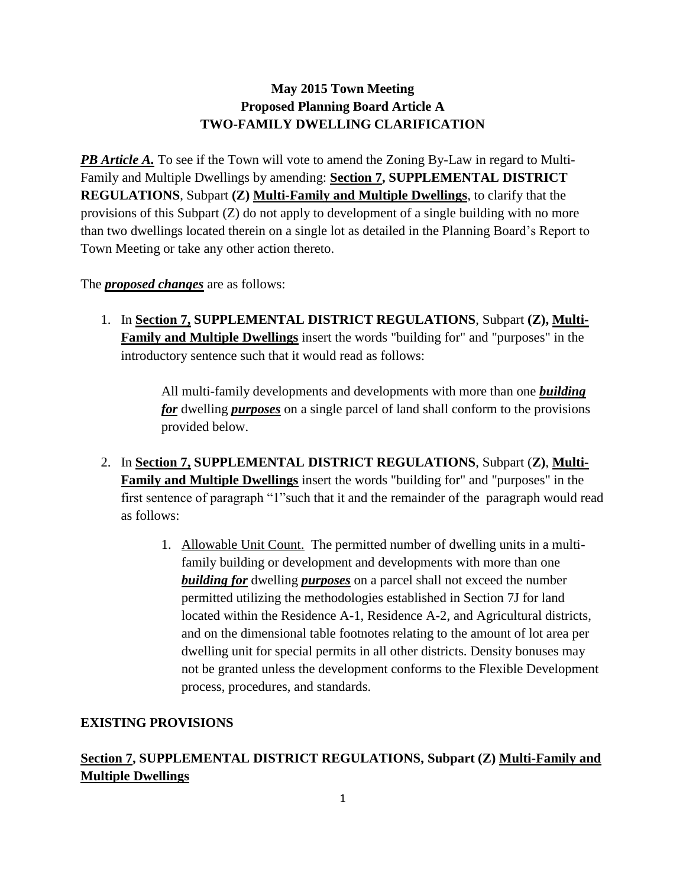**May 2015 Town Meeting**
**Proposed Planning Board Article A**
**TWO-FAMILY DWELLING CLARIFICATION**

***PB Article A.*** To see if the Town will vote to amend the Zoning By-Law in regard to Multi-Family and Multiple Dwellings by amending: **Section 7, SUPPLEMENTAL DISTRICT REGULATIONS**, Subpart **(Z) Multi-Family and Multiple Dwellings**, to clarify that the provisions of this Subpart (Z) do not apply to development of a single building with no more than two dwellings located therein on a single lot as detailed in the Planning Board's Report to Town Meeting or take any other action thereto.

The ***proposed changes*** are as follows:

1. In **Section 7, SUPPLEMENTAL DISTRICT REGULATIONS**, Subpart **(Z), Multi-Family and Multiple Dwellings** insert the words "building for" and "purposes" in the introductory sentence such that it would read as follows:

   All multi-family developments and developments with more than one ***building for*** dwelling ***purposes*** on a single parcel of land shall conform to the provisions provided below.

2. In **Section 7, SUPPLEMENTAL DISTRICT REGULATIONS**, Subpart (**Z**), **Multi-Family and Multiple Dwellings** insert the words "building for" and "purposes" in the first sentence of paragraph "1"such that it and the remainder of the paragraph would read as follows:

   1. Allowable Unit Count. The permitted number of dwelling units in a multi-family building or development and developments with more than one ***building for*** dwelling ***purposes*** on a parcel shall not exceed the number permitted utilizing the methodologies established in Section 7J for land located within the Residence A-1, Residence A-2, and Agricultural districts, and on the dimensional table footnotes relating to the amount of lot area per dwelling unit for special permits in all other districts. Density bonuses may not be granted unless the development conforms to the Flexible Development process, procedures, and standards.

## EXISTING PROVISIONS

## Section 7, SUPPLEMENTAL DISTRICT REGULATIONS, Subpart (Z) Multi-Family and Multiple Dwellings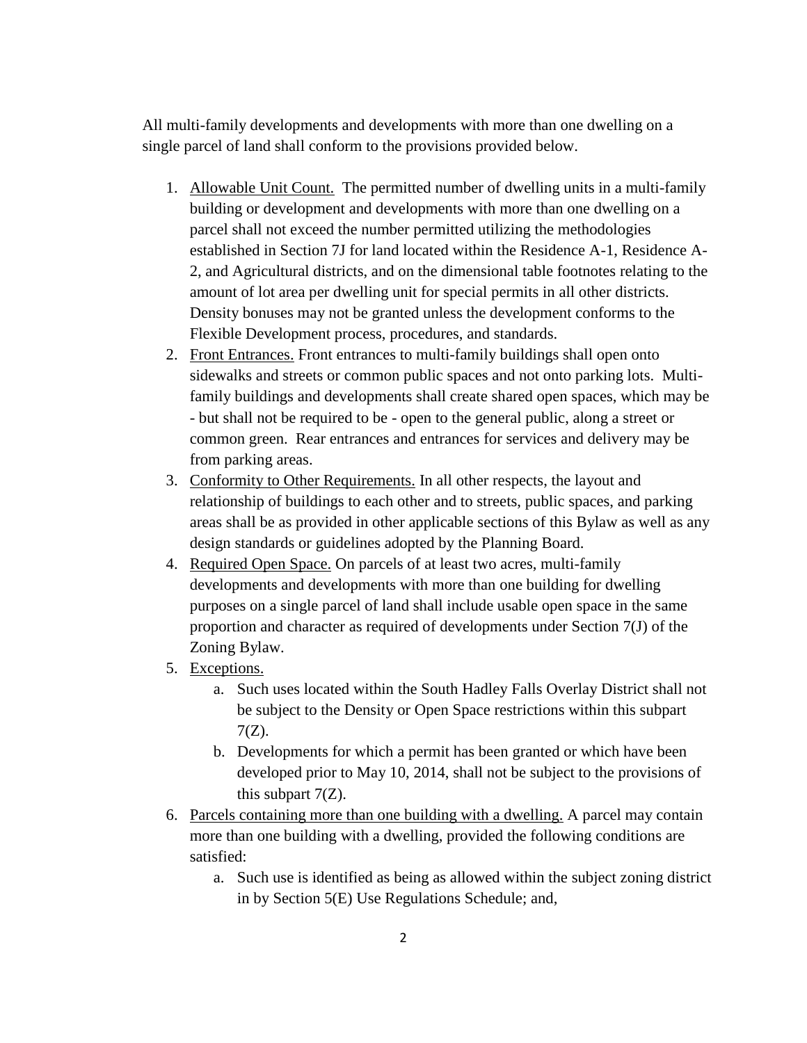All multi-family developments and developments with more than one dwelling on a single parcel of land shall conform to the provisions provided below.

1. Allowable Unit Count. The permitted number of dwelling units in a multi-family building or development and developments with more than one dwelling on a parcel shall not exceed the number permitted utilizing the methodologies established in Section 7J for land located within the Residence A-1, Residence A-2, and Agricultural districts, and on the dimensional table footnotes relating to the amount of lot area per dwelling unit for special permits in all other districts. Density bonuses may not be granted unless the development conforms to the Flexible Development process, procedures, and standards.
2. Front Entrances. Front entrances to multi-family buildings shall open onto sidewalks and streets or common public spaces and not onto parking lots. Multi-family buildings and developments shall create shared open spaces, which may be - but shall not be required to be - open to the general public, along a street or common green. Rear entrances and entrances for services and delivery may be from parking areas.
3. Conformity to Other Requirements. In all other respects, the layout and relationship of buildings to each other and to streets, public spaces, and parking areas shall be as provided in other applicable sections of this Bylaw as well as any design standards or guidelines adopted by the Planning Board.
4. Required Open Space. On parcels of at least two acres, multi-family developments and developments with more than one building for dwelling purposes on a single parcel of land shall include usable open space in the same proportion and character as required of developments under Section 7(J) of the Zoning Bylaw.
5. Exceptions.
    a. Such uses located within the South Hadley Falls Overlay District shall not be subject to the Density or Open Space restrictions within this subpart 7(Z).
    b. Developments for which a permit has been granted or which have been developed prior to May 10, 2014, shall not be subject to the provisions of this subpart 7(Z).
6. Parcels containing more than one building with a dwelling. A parcel may contain more than one building with a dwelling, provided the following conditions are satisfied:
    a. Such use is identified as being as allowed within the subject zoning district in by Section 5(E) Use Regulations Schedule; and,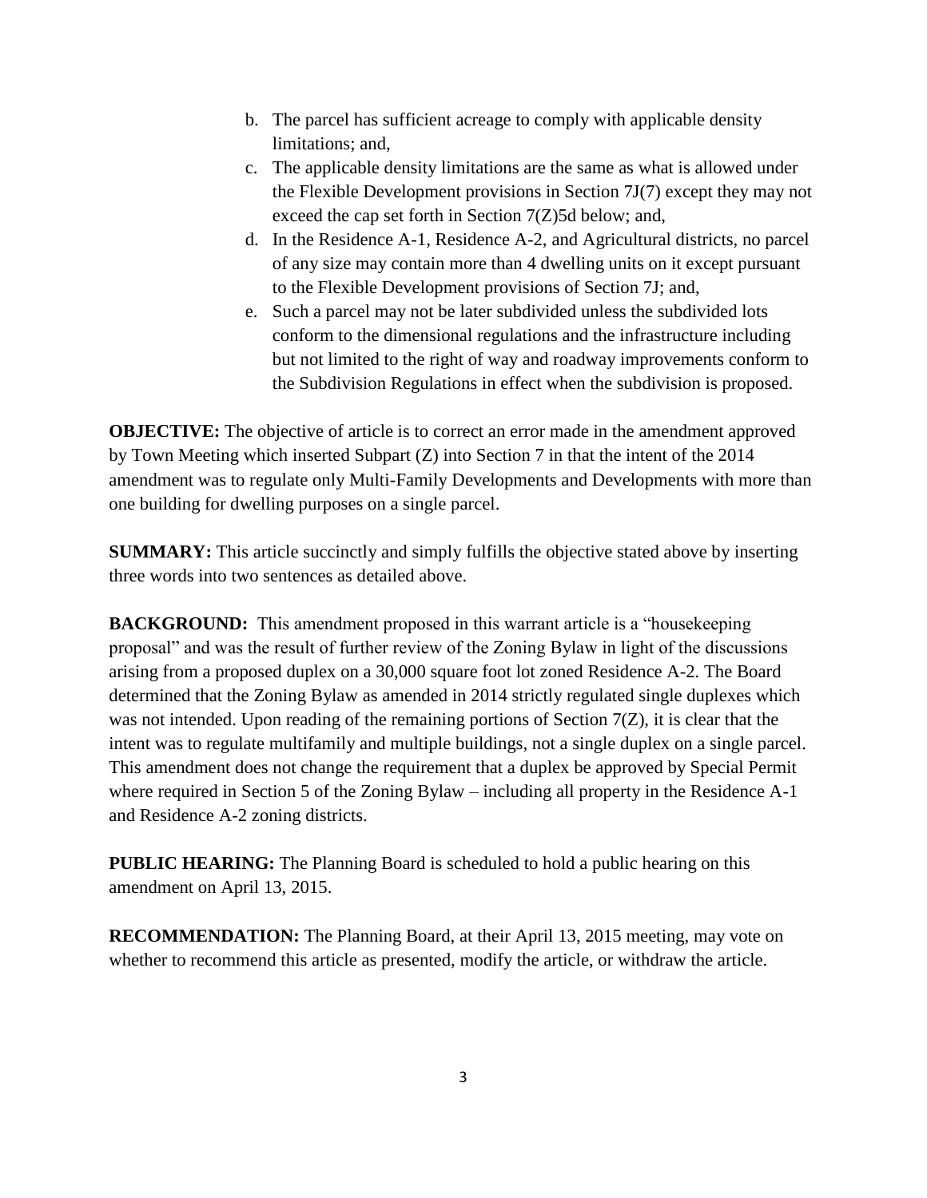b. The parcel has sufficient acreage to comply with applicable density limitations; and,

c. The applicable density limitations are the same as what is allowed under the Flexible Development provisions in Section 7J(7) except they may not exceed the cap set forth in Section 7(Z)5d below; and,

d. In the Residence A-1, Residence A-2, and Agricultural districts, no parcel of any size may contain more than 4 dwelling units on it except pursuant to the Flexible Development provisions of Section 7J; and,

e. Such a parcel may not be later subdivided unless the subdivided lots conform to the dimensional regulations and the infrastructure including but not limited to the right of way and roadway improvements conform to the Subdivision Regulations in effect when the subdivision is proposed.

**OBJECTIVE:** The objective of article is to correct an error made in the amendment approved by Town Meeting which inserted Subpart (Z) into Section 7 in that the intent of the 2014 amendment was to regulate only Multi-Family Developments and Developments with more than one building for dwelling purposes on a single parcel.

**SUMMARY:** This article succinctly and simply fulfills the objective stated above by inserting three words into two sentences as detailed above.

**BACKGROUND:** This amendment proposed in this warrant article is a "housekeeping proposal" and was the result of further review of the Zoning Bylaw in light of the discussions arising from a proposed duplex on a 30,000 square foot lot zoned Residence A-2. The Board determined that the Zoning Bylaw as amended in 2014 strictly regulated single duplexes which was not intended. Upon reading of the remaining portions of Section 7(Z), it is clear that the intent was to regulate multifamily and multiple buildings, not a single duplex on a single parcel. This amendment does not change the requirement that a duplex be approved by Special Permit where required in Section 5 of the Zoning Bylaw – including all property in the Residence A-1 and Residence A-2 zoning districts.

**PUBLIC HEARING:** The Planning Board is scheduled to hold a public hearing on this amendment on April 13, 2015.

**RECOMMENDATION:** The Planning Board, at their April 13, 2015 meeting, may vote on whether to recommend this article as presented, modify the article, or withdraw the article.